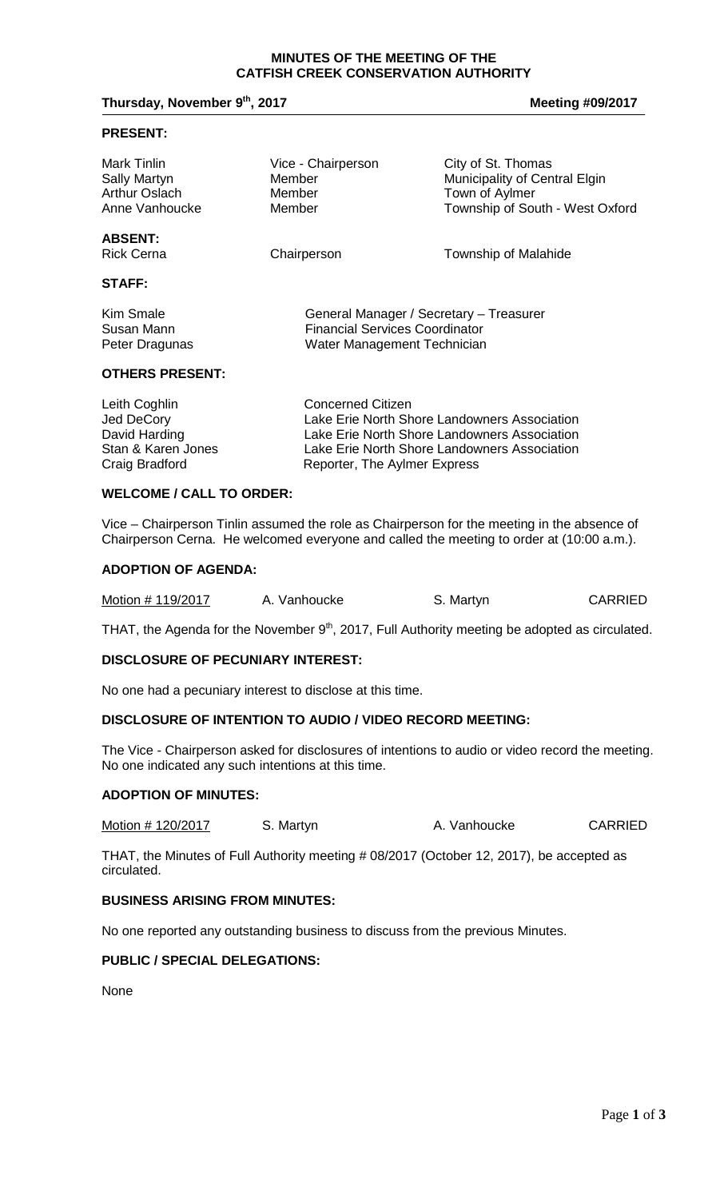# MINUTES OF THE MEETING OF THE CATFISH CREEK CONSERVATION AUTHORITY

**Thursday, November 9th, 2017** **Meeting #09/2017**

## PRESENT:

| | | |
|---|---|---|
| Mark Tinlin | Vice - Chairperson | City of St. Thomas |
| Sally Martyn | Member | Municipality of Central Elgin |
| Arthur Oslach | Member | Town of Aylmer |
| Anne Vanhoucke | Member | Township of South - West Oxford |

## ABSENT:

| | | |
|---|---|---|
| Rick Cerna | Chairperson | Township of Malahide |

## STAFF:

| | |
|---|---|
| Kim Smale | General Manager / Secretary – Treasurer |
| Susan Mann | Financial Services Coordinator |
| Peter Dragunas | Water Management Technician |

## OTHERS PRESENT:

| | |
|---|---|
| Leith Coghlin | Concerned Citizen |
| Jed DeCory | Lake Erie North Shore Landowners Association |
| David Harding | Lake Erie North Shore Landowners Association |
| Stan & Karen Jones | Lake Erie North Shore Landowners Association |
| Craig Bradford | Reporter, The Aylmer Express |

## WELCOME / CALL TO ORDER:

Vice – Chairperson Tinlin assumed the role as Chairperson for the meeting in the absence of Chairperson Cerna. He welcomed everyone and called the meeting to order at (10:00 a.m.).

## ADOPTION OF AGENDA:

| Motion # 119/2017 | A. Vanhoucke | S. Martyn | CARRIED |
|---|---|---|---|

THAT, the Agenda for the November 9th, 2017, Full Authority meeting be adopted as circulated.

## DISCLOSURE OF PECUNIARY INTEREST:

No one had a pecuniary interest to disclose at this time.

## DISCLOSURE OF INTENTION TO AUDIO / VIDEO RECORD MEETING:

The Vice - Chairperson asked for disclosures of intentions to audio or video record the meeting. No one indicated any such intentions at this time.

## ADOPTION OF MINUTES:

| Motion # 120/2017 | S. Martyn | A. Vanhoucke | CARRIED |
|---|---|---|---|

THAT, the Minutes of Full Authority meeting # 08/2017 (October 12, 2017), be accepted as circulated.

## BUSINESS ARISING FROM MINUTES:

No one reported any outstanding business to discuss from the previous Minutes.

## PUBLIC / SPECIAL DELEGATIONS:

None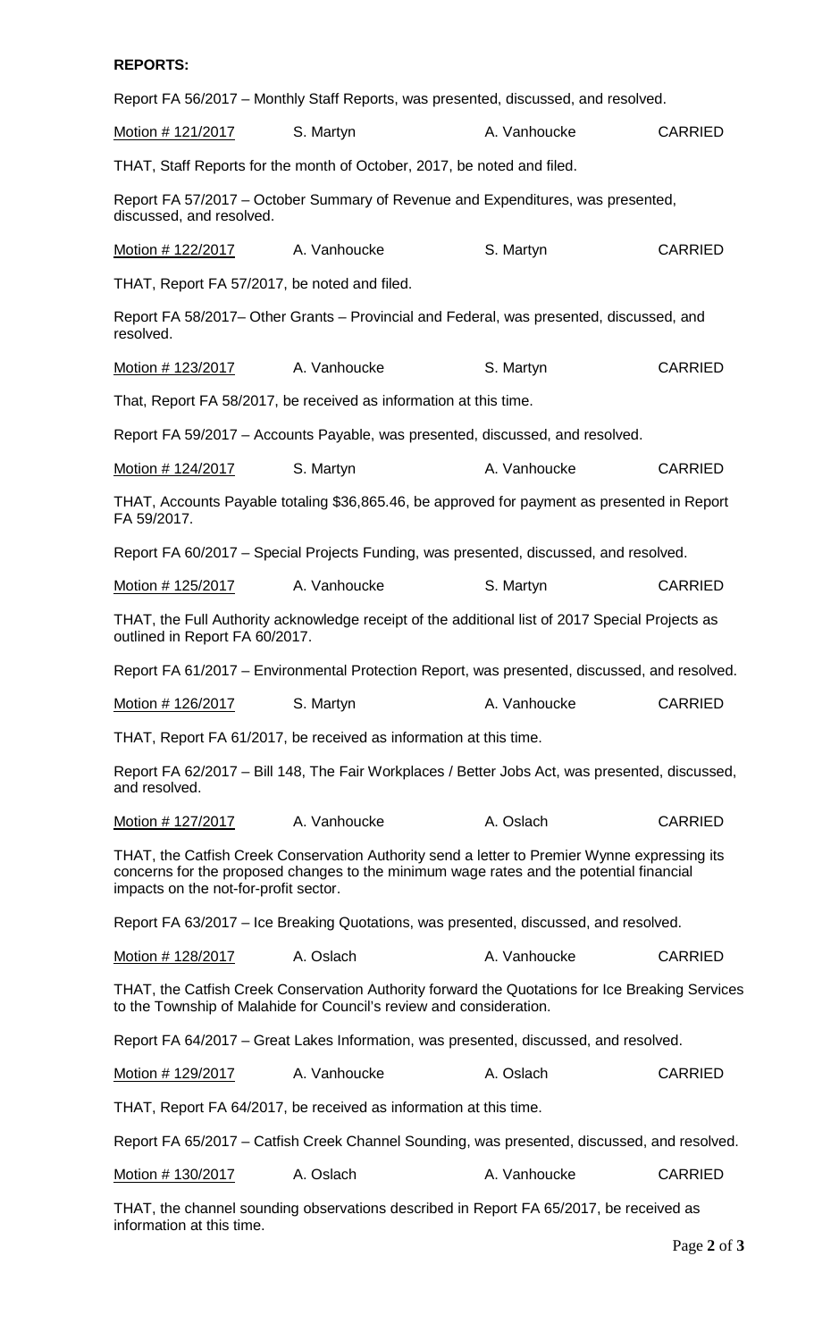**REPORTS:**

Report FA 56/2017 – Monthly Staff Reports, was presented, discussed, and resolved.

| Motion # 121/2017 | S. Martyn | A. Vanhoucke | CARRIED |
|---|---|---|---|

THAT, Staff Reports for the month of October, 2017, be noted and filed.

Report FA 57/2017 – October Summary of Revenue and Expenditures, was presented, discussed, and resolved.

| Motion # 122/2017 | A. Vanhoucke | S. Martyn | CARRIED |
|---|---|---|---|

THAT, Report FA 57/2017, be noted and filed.

Report FA 58/2017– Other Grants – Provincial and Federal, was presented, discussed, and resolved.

| Motion # 123/2017 | A. Vanhoucke | S. Martyn | CARRIED |
|---|---|---|---|

That, Report FA 58/2017, be received as information at this time.

Report FA 59/2017 – Accounts Payable, was presented, discussed, and resolved.

| Motion # 124/2017 | S. Martyn | A. Vanhoucke | CARRIED |
|---|---|---|---|

THAT, Accounts Payable totaling $36,865.46, be approved for payment as presented in Report FA 59/2017.

Report FA 60/2017 – Special Projects Funding, was presented, discussed, and resolved.

| Motion # 125/2017 | A. Vanhoucke | S. Martyn | CARRIED |
|---|---|---|---|

THAT, the Full Authority acknowledge receipt of the additional list of 2017 Special Projects as outlined in Report FA 60/2017.

Report FA 61/2017 – Environmental Protection Report, was presented, discussed, and resolved.

| Motion # 126/2017 | S. Martyn | A. Vanhoucke | CARRIED |
|---|---|---|---|

THAT, Report FA 61/2017, be received as information at this time.

Report FA 62/2017 – Bill 148, The Fair Workplaces / Better Jobs Act, was presented, discussed, and resolved.

| Motion # 127/2017 | A. Vanhoucke | A. Oslach | CARRIED |
|---|---|---|---|

THAT, the Catfish Creek Conservation Authority send a letter to Premier Wynne expressing its concerns for the proposed changes to the minimum wage rates and the potential financial impacts on the not-for-profit sector.

Report FA 63/2017 – Ice Breaking Quotations, was presented, discussed, and resolved.

| Motion # 128/2017 | A. Oslach | A. Vanhoucke | CARRIED |
|---|---|---|---|

THAT, the Catfish Creek Conservation Authority forward the Quotations for Ice Breaking Services to the Township of Malahide for Council's review and consideration.

Report FA 64/2017 – Great Lakes Information, was presented, discussed, and resolved.

| Motion # 129/2017 | A. Vanhoucke | A. Oslach | CARRIED |
|---|---|---|---|

THAT, Report FA 64/2017, be received as information at this time.

Report FA 65/2017 – Catfish Creek Channel Sounding, was presented, discussed, and resolved.

| Motion # 130/2017 | A. Oslach | A. Vanhoucke | CARRIED |
|---|---|---|---|

THAT, the channel sounding observations described in Report FA 65/2017, be received as information at this time.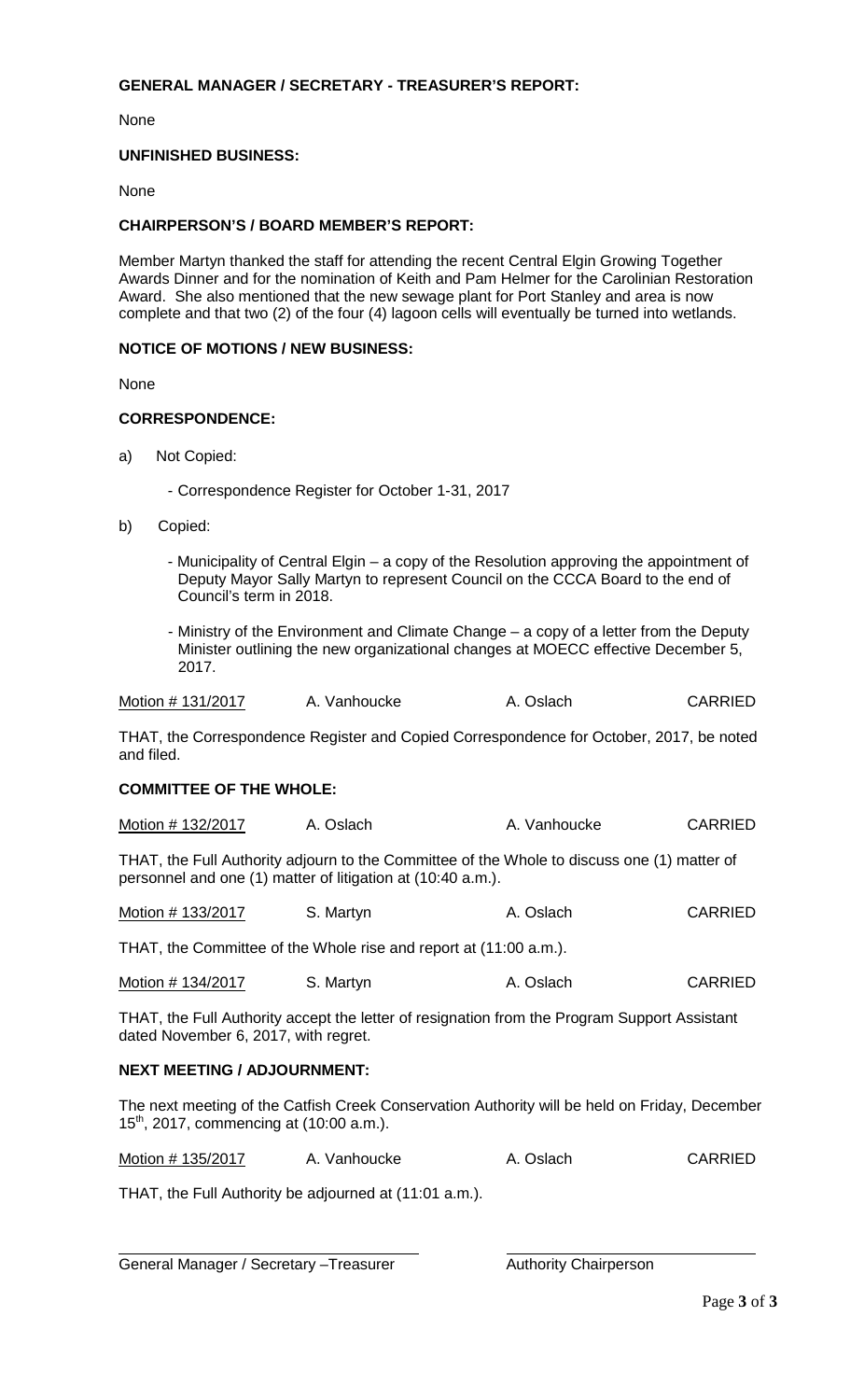**GENERAL MANAGER / SECRETARY - TREASURER'S REPORT:**

None

**UNFINISHED BUSINESS:**

None

**CHAIRPERSON'S / BOARD MEMBER'S REPORT:**

Member Martyn thanked the staff for attending the recent Central Elgin Growing Together Awards Dinner and for the nomination of Keith and Pam Helmer for the Carolinian Restoration Award. She also mentioned that the new sewage plant for Port Stanley and area is now complete and that two (2) of the four (4) lagoon cells will eventually be turned into wetlands.

**NOTICE OF MOTIONS / NEW BUSINESS:**

None

**CORRESPONDENCE:**

a) Not Copied:

- Correspondence Register for October 1-31, 2017

b) Copied:

- Municipality of Central Elgin – a copy of the Resolution approving the appointment of Deputy Mayor Sally Martyn to represent Council on the CCCA Board to the end of Council's term in 2018.
- Ministry of the Environment and Climate Change – a copy of a letter from the Deputy Minister outlining the new organizational changes at MOECC effective December 5, 2017.

| | | | |
|---|---|---|---|
| Motion # 131/2017 | A. Vanhoucke | A. Oslach | CARRIED |

THAT, the Correspondence Register and Copied Correspondence for October, 2017, be noted and filed.

**COMMITTEE OF THE WHOLE:**

| | | | |
|---|---|---|---|
| Motion # 132/2017 | A. Oslach | A. Vanhoucke | CARRIED |

THAT, the Full Authority adjourn to the Committee of the Whole to discuss one (1) matter of personnel and one (1) matter of litigation at (10:40 a.m.).

| | | | |
|---|---|---|---|
| Motion # 133/2017 | S. Martyn | A. Oslach | CARRIED |

THAT, the Committee of the Whole rise and report at (11:00 a.m.).

| | | | |
|---|---|---|---|
| Motion # 134/2017 | S. Martyn | A. Oslach | CARRIED |

THAT, the Full Authority accept the letter of resignation from the Program Support Assistant dated November 6, 2017, with regret.

**NEXT MEETING / ADJOURNMENT:**

The next meeting of the Catfish Creek Conservation Authority will be held on Friday, December 15th, 2017, commencing at (10:00 a.m.).

| | | | |
|---|---|---|---|
| Motion # 135/2017 | A. Vanhoucke | A. Oslach | CARRIED |

THAT, the Full Authority be adjourned at (11:01 a.m.).

General Manager / Secretary –Treasurer

Authority Chairperson